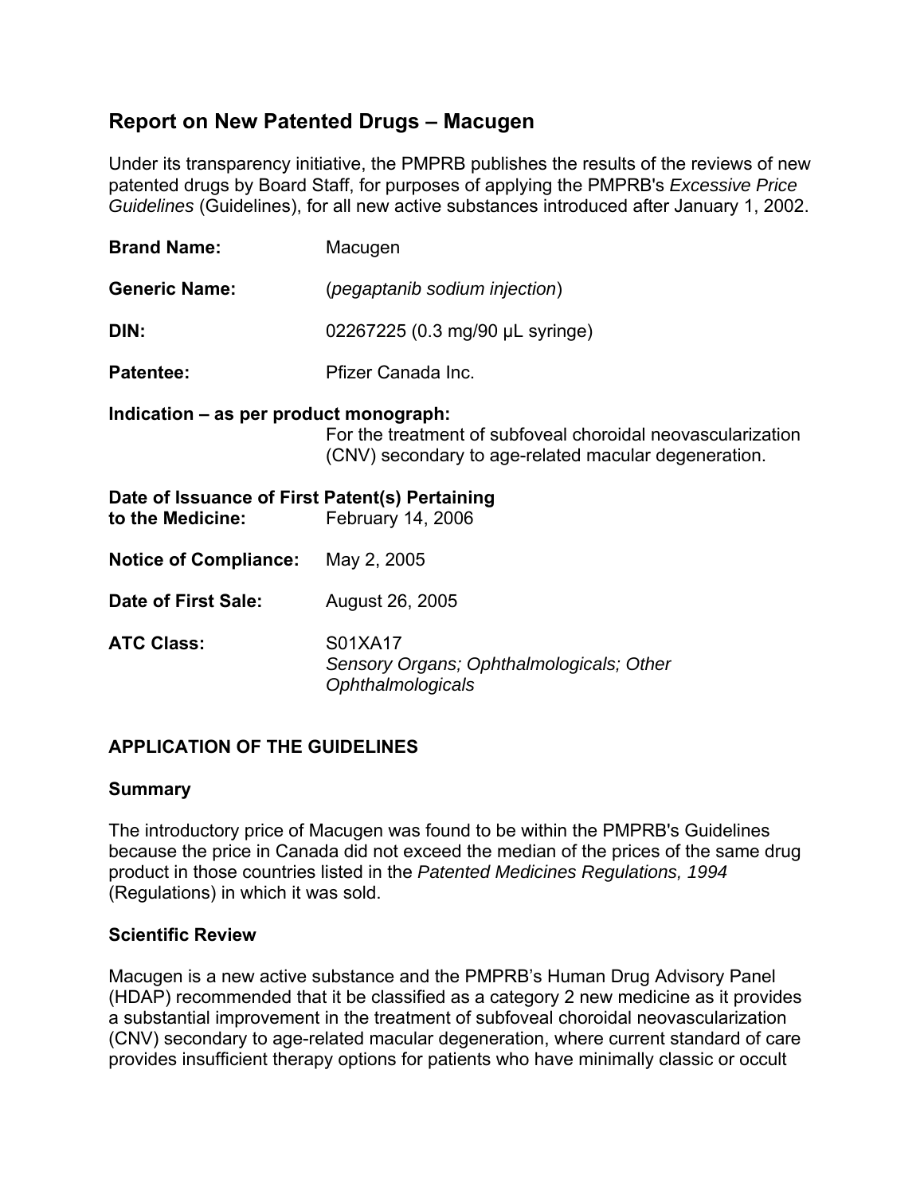# Report on New Patented Drugs – Macugen

Under its transparency initiative, the PMPRB publishes the results of the reviews of new patented drugs by Board Staff, for purposes of applying the PMPRB's *Excessive Price Guidelines* (Guidelines), for all new active substances introduced after January 1, 2002.

**Brand Name:** Macugen

**Generic Name:** (*pegaptanib sodium injection*)

**DIN:** 02267225 (0.3 mg/90 µL syringe)

**Patentee:** Pfizer Canada Inc.

**Indication – as per product monograph:**
For the treatment of subfoveal choroidal neovascularization (CNV) secondary to age-related macular degeneration.

**Date of Issuance of First Patent(s) Pertaining to the Medicine:** February 14, 2006

**Notice of Compliance:** May 2, 2005

**Date of First Sale:** August 26, 2005

**ATC Class:** S01XA17
*Sensory Organs; Ophthalmologicals; Other Ophthalmologicals*

## APPLICATION OF THE GUIDELINES

### Summary

The introductory price of Macugen was found to be within the PMPRB's Guidelines because the price in Canada did not exceed the median of the prices of the same drug product in those countries listed in the *Patented Medicines Regulations, 1994* (Regulations) in which it was sold.

### Scientific Review

Macugen is a new active substance and the PMPRB's Human Drug Advisory Panel (HDAP) recommended that it be classified as a category 2 new medicine as it provides a substantial improvement in the treatment of subfoveal choroidal neovascularization (CNV) secondary to age-related macular degeneration, where current standard of care provides insufficient therapy options for patients who have minimally classic or occult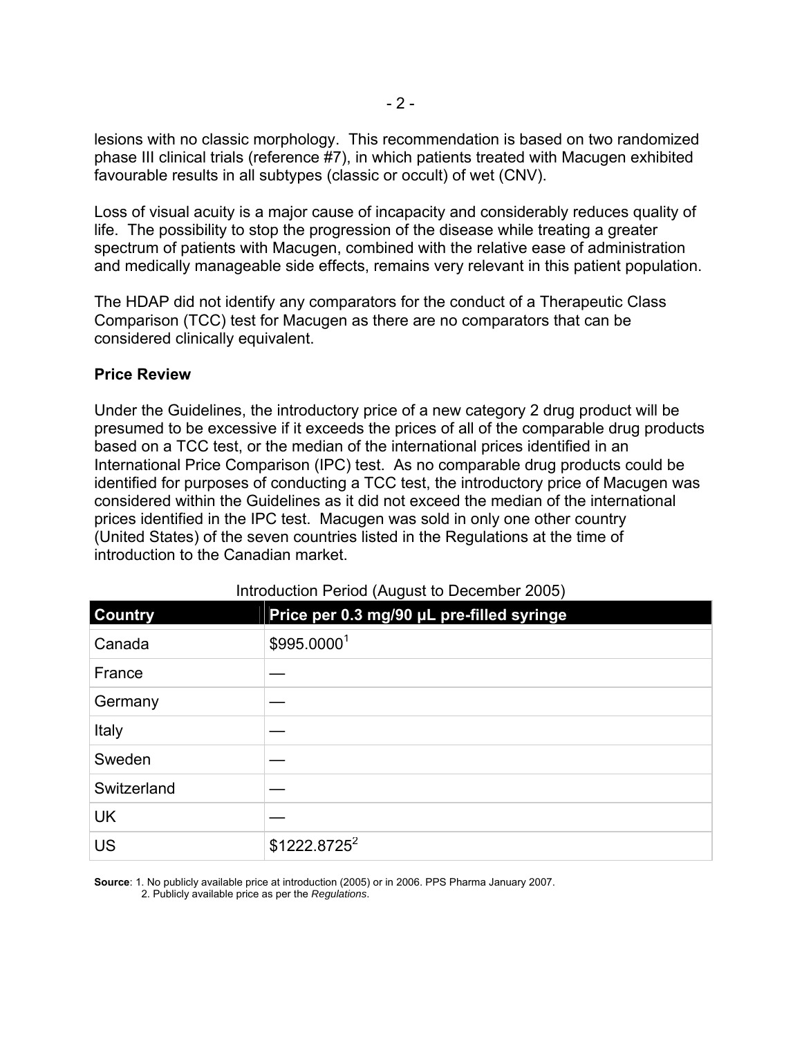lesions with no classic morphology. This recommendation is based on two randomized phase III clinical trials (reference #7), in which patients treated with Macugen exhibited favourable results in all subtypes (classic or occult) of wet (CNV).

Loss of visual acuity is a major cause of incapacity and considerably reduces quality of life. The possibility to stop the progression of the disease while treating a greater spectrum of patients with Macugen, combined with the relative ease of administration and medically manageable side effects, remains very relevant in this patient population.

The HDAP did not identify any comparators for the conduct of a Therapeutic Class Comparison (TCC) test for Macugen as there are no comparators that can be considered clinically equivalent.

**Price Review**

Under the Guidelines, the introductory price of a new category 2 drug product will be presumed to be excessive if it exceeds the prices of all of the comparable drug products based on a TCC test, or the median of the international prices identified in an International Price Comparison (IPC) test. As no comparable drug products could be identified for purposes of conducting a TCC test, the introductory price of Macugen was considered within the Guidelines as it did not exceed the median of the international prices identified in the IPC test. Macugen was sold in only one other country (United States) of the seven countries listed in the Regulations at the time of introduction to the Canadian market.

Introduction Period (August to December 2005)

| Country | Price per 0.3 mg/90 µL pre-filled syringe |
|---|---|
| Canada | $995.0000[1] |
| France | — |
| Germany | — |
| Italy | — |
| Sweden | — |
| Switzerland | — |
| UK | — |
| US | $1222.8725[2] |

**Source**: 1. No publicly available price at introduction (2005) or in 2006. PPS Pharma January 2007.
2. Publicly available price as per the *Regulations*.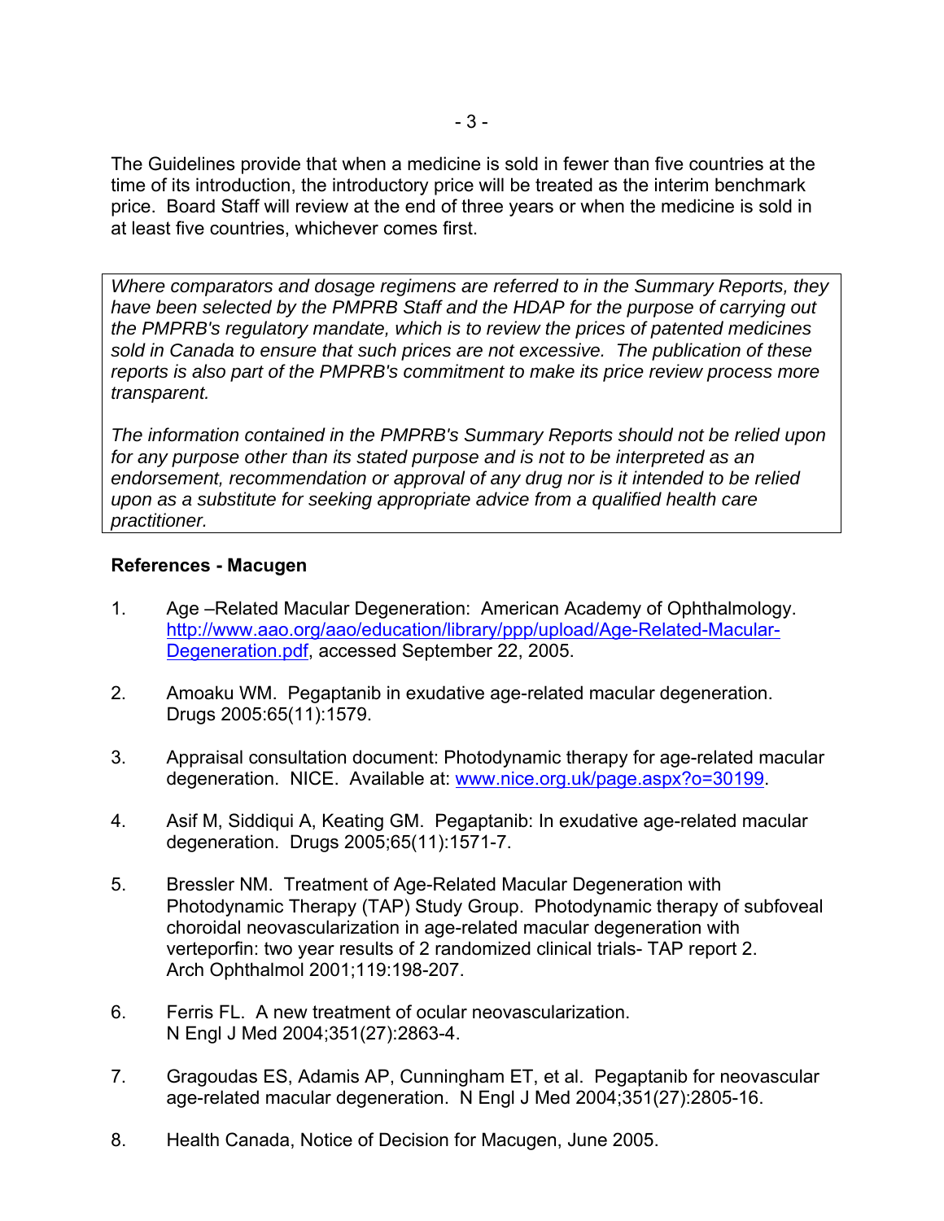The Guidelines provide that when a medicine is sold in fewer than five countries at the time of its introduction, the introductory price will be treated as the interim benchmark price. Board Staff will review at the end of three years or when the medicine is sold in at least five countries, whichever comes first.

*Where comparators and dosage regimens are referred to in the Summary Reports, they have been selected by the PMPRB Staff and the HDAP for the purpose of carrying out the PMPRB's regulatory mandate, which is to review the prices of patented medicines sold in Canada to ensure that such prices are not excessive. The publication of these reports is also part of the PMPRB's commitment to make its price review process more transparent.*

*The information contained in the PMPRB's Summary Reports should not be relied upon for any purpose other than its stated purpose and is not to be interpreted as an endorsement, recommendation or approval of any drug nor is it intended to be relied upon as a substitute for seeking appropriate advice from a qualified health care practitioner.*

**References - Macugen**

1. Age –Related Macular Degeneration: American Academy of Ophthalmology. http://www.aao.org/aao/education/library/ppp/upload/Age-Related-Macular-Degeneration.pdf, accessed September 22, 2005.

2. Amoaku WM. Pegaptanib in exudative age-related macular degeneration. Drugs 2005:65(11):1579.

3. Appraisal consultation document: Photodynamic therapy for age-related macular degeneration. NICE. Available at: www.nice.org.uk/page.aspx?o=30199.

4. Asif M, Siddiqui A, Keating GM. Pegaptanib: In exudative age-related macular degeneration. Drugs 2005;65(11):1571-7.

5. Bressler NM. Treatment of Age-Related Macular Degeneration with Photodynamic Therapy (TAP) Study Group. Photodynamic therapy of subfoveal choroidal neovascularization in age-related macular degeneration with verteporfin: two year results of 2 randomized clinical trials- TAP report 2. Arch Ophthalmol 2001;119:198-207.

6. Ferris FL. A new treatment of ocular neovascularization. N Engl J Med 2004;351(27):2863-4.

7. Gragoudas ES, Adamis AP, Cunningham ET, et al. Pegaptanib for neovascular age-related macular degeneration. N Engl J Med 2004;351(27):2805-16.

8. Health Canada, Notice of Decision for Macugen, June 2005.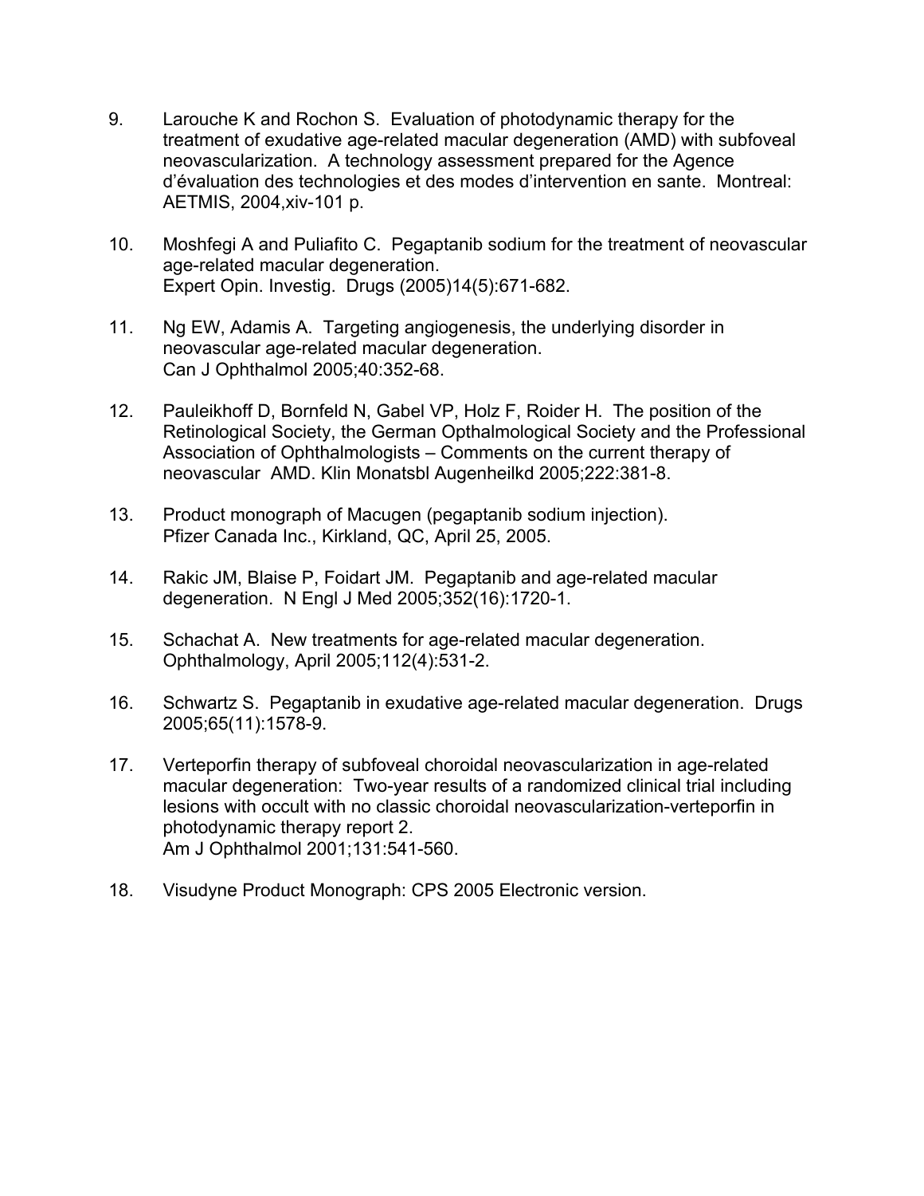9. Larouche K and Rochon S. Evaluation of photodynamic therapy for the treatment of exudative age-related macular degeneration (AMD) with subfoveal neovascularization. A technology assessment prepared for the Agence d'évaluation des technologies et des modes d'intervention en sante. Montreal: AETMIS, 2004,xiv-101 p.

10. Moshfegi A and Puliafito C. Pegaptanib sodium for the treatment of neovascular age-related macular degeneration.
    Expert Opin. Investig. Drugs (2005)14(5):671-682.

11. Ng EW, Adamis A. Targeting angiogenesis, the underlying disorder in neovascular age-related macular degeneration.
    Can J Ophthalmol 2005;40:352-68.

12. Pauleikhoff D, Bornfeld N, Gabel VP, Holz F, Roider H. The position of the Retinological Society, the German Opthalmological Society and the Professional Association of Ophthalmologists – Comments on the current therapy of neovascular AMD. Klin Monatsbl Augenheilkd 2005;222:381-8.

13. Product monograph of Macugen (pegaptanib sodium injection).
    Pfizer Canada Inc., Kirkland, QC, April 25, 2005.

14. Rakic JM, Blaise P, Foidart JM. Pegaptanib and age-related macular degeneration. N Engl J Med 2005;352(16):1720-1.

15. Schachat A. New treatments for age-related macular degeneration. Ophthalmology, April 2005;112(4):531-2.

16. Schwartz S. Pegaptanib in exudative age-related macular degeneration. Drugs 2005;65(11):1578-9.

17. Verteporfin therapy of subfoveal choroidal neovascularization in age-related macular degeneration: Two-year results of a randomized clinical trial including lesions with occult with no classic choroidal neovascularization-verteporfin in photodynamic therapy report 2.
    Am J Ophthalmol 2001;131:541-560.

18. Visudyne Product Monograph: CPS 2005 Electronic version.